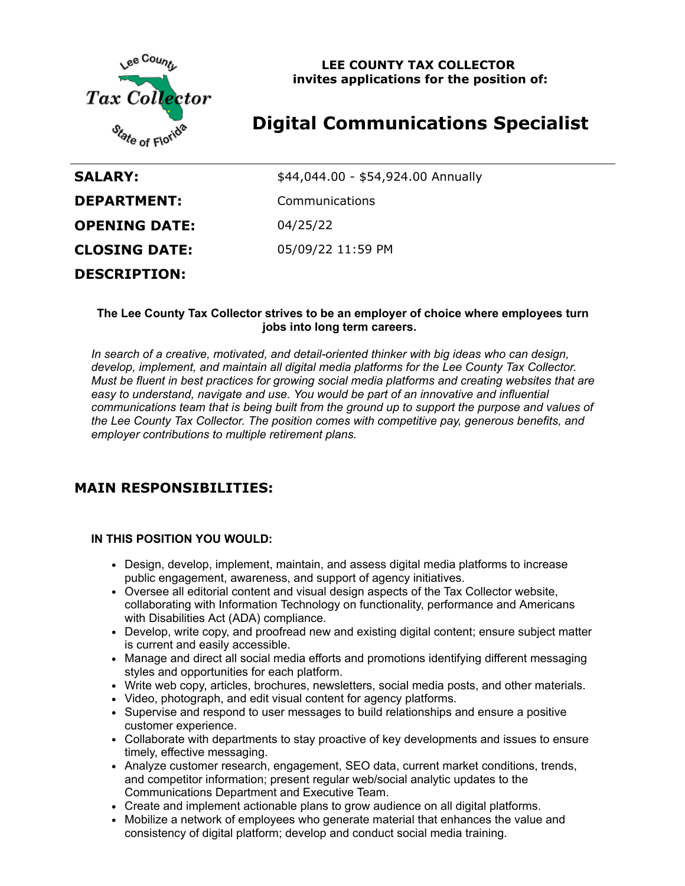**LEE COUNTY TAX COLLECTOR**
**invites applications for the position of:**

# Digital Communications Specialist

| | |
|---|---|
| **SALARY:** | $44,044.00 - $54,924.00 Annually |
| **DEPARTMENT:** | Communications |
| **OPENING DATE:** | 04/25/22 |
| **CLOSING DATE:** | 05/09/22 11:59 PM |

**DESCRIPTION:**

**The Lee County Tax Collector strives to be an employer of choice where employees turn jobs into long term careers.**

*In search of a creative, motivated, and detail-oriented thinker with big ideas who can design, develop, implement, and maintain all digital media platforms for the Lee County Tax Collector. Must be fluent in best practices for growing social media platforms and creating websites that are easy to understand, navigate and use. You would be part of an innovative and influential communications team that is being built from the ground up to support the purpose and values of the Lee County Tax Collector. The position comes with competitive pay, generous benefits, and employer contributions to multiple retirement plans.*

## MAIN RESPONSIBILITIES:

**IN THIS POSITION YOU WOULD:**

- Design, develop, implement, maintain, and assess digital media platforms to increase public engagement, awareness, and support of agency initiatives.
- Oversee all editorial content and visual design aspects of the Tax Collector website, collaborating with Information Technology on functionality, performance and Americans with Disabilities Act (ADA) compliance.
- Develop, write copy, and proofread new and existing digital content; ensure subject matter is current and easily accessible.
- Manage and direct all social media efforts and promotions identifying different messaging styles and opportunities for each platform.
- Write web copy, articles, brochures, newsletters, social media posts, and other materials.
- Video, photograph, and edit visual content for agency platforms.
- Supervise and respond to user messages to build relationships and ensure a positive customer experience.
- Collaborate with departments to stay proactive of key developments and issues to ensure timely, effective messaging.
- Analyze customer research, engagement, SEO data, current market conditions, trends, and competitor information; present regular web/social analytic updates to the Communications Department and Executive Team.
- Create and implement actionable plans to grow audience on all digital platforms.
- Mobilize a network of employees who generate material that enhances the value and consistency of digital platform; develop and conduct social media training.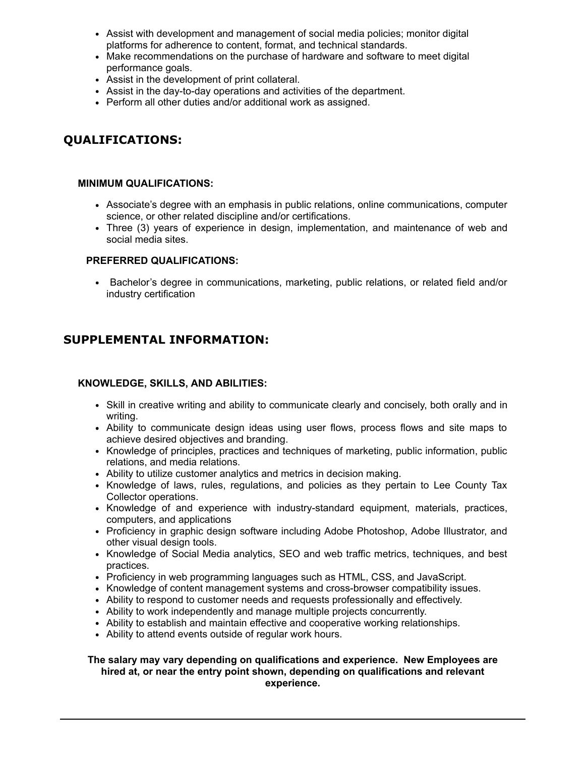- Assist with development and management of social media policies; monitor digital platforms for adherence to content, format, and technical standards.
- Make recommendations on the purchase of hardware and software to meet digital performance goals.
- Assist in the development of print collateral.
- Assist in the day-to-day operations and activities of the department.
- Perform all other duties and/or additional work as assigned.

## QUALIFICATIONS:

### MINIMUM QUALIFICATIONS:

- Associate's degree with an emphasis in public relations, online communications, computer science, or other related discipline and/or certifications.
- Three (3) years of experience in design, implementation, and maintenance of web and social media sites.

### PREFERRED QUALIFICATIONS:

- Bachelor's degree in communications, marketing, public relations, or related field and/or industry certification

## SUPPLEMENTAL INFORMATION:

### KNOWLEDGE, SKILLS, AND ABILITIES:

- Skill in creative writing and ability to communicate clearly and concisely, both orally and in writing.
- Ability to communicate design ideas using user flows, process flows and site maps to achieve desired objectives and branding.
- Knowledge of principles, practices and techniques of marketing, public information, public relations, and media relations.
- Ability to utilize customer analytics and metrics in decision making.
- Knowledge of laws, rules, regulations, and policies as they pertain to Lee County Tax Collector operations.
- Knowledge of and experience with industry-standard equipment, materials, practices, computers, and applications
- Proficiency in graphic design software including Adobe Photoshop, Adobe Illustrator, and other visual design tools.
- Knowledge of Social Media analytics, SEO and web traffic metrics, techniques, and best practices.
- Proficiency in web programming languages such as HTML, CSS, and JavaScript.
- Knowledge of content management systems and cross-browser compatibility issues.
- Ability to respond to customer needs and requests professionally and effectively.
- Ability to work independently and manage multiple projects concurrently.
- Ability to establish and maintain effective and cooperative working relationships.
- Ability to attend events outside of regular work hours.

**The salary may vary depending on qualifications and experience. New Employees are hired at, or near the entry point shown, depending on qualifications and relevant experience.**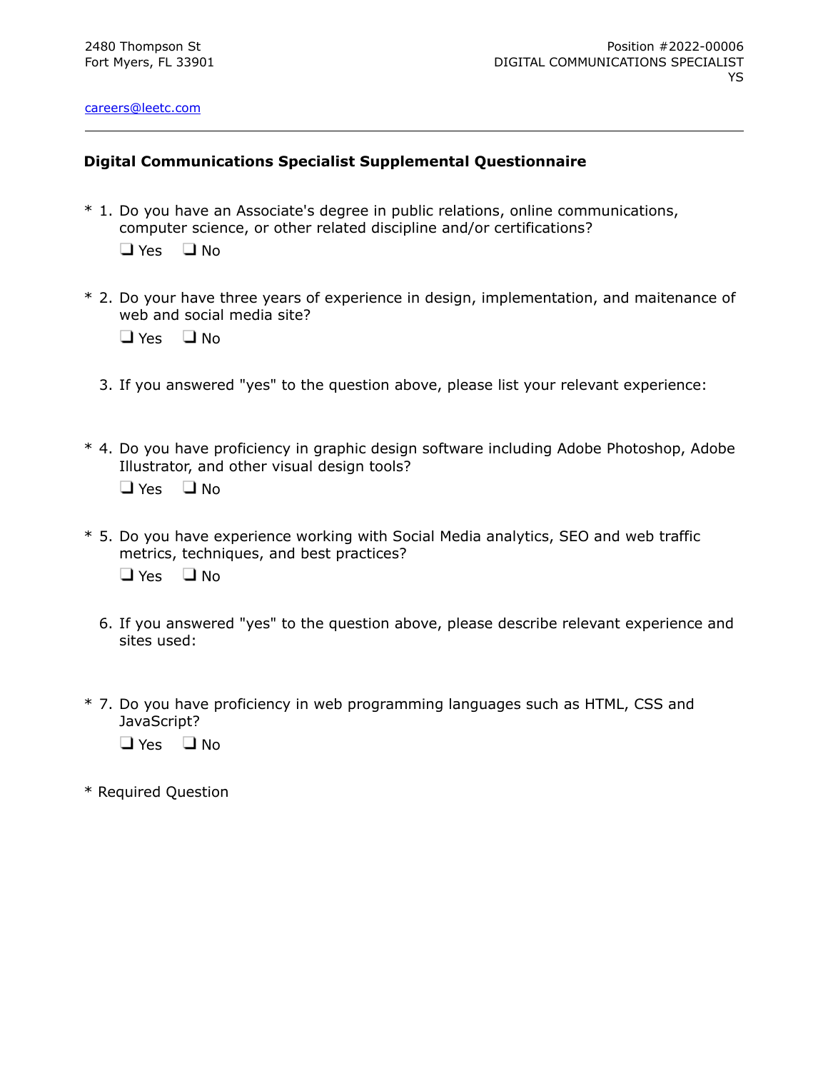2480 Thompson St
Fort Myers, FL 33901

Position #2022-00006
DIGITAL COMMUNICATIONS SPECIALIST
YS

careers@leetc.com

---

**Digital Communications Specialist Supplemental Questionnaire**

\* 1. Do you have an Associate's degree in public relations, online communications, computer science, or other related discipline and/or certifications?

❑ Yes ❑ No

\* 2. Do your have three years of experience in design, implementation, and maitenance of web and social media site?

❑ Yes ❑ No

3. If you answered "yes" to the question above, please list your relevant experience:

\* 4. Do you have proficiency in graphic design software including Adobe Photoshop, Adobe Illustrator, and other visual design tools?

❑ Yes ❑ No

\* 5. Do you have experience working with Social Media analytics, SEO and web traffic metrics, techniques, and best practices?

❑ Yes ❑ No

6. If you answered "yes" to the question above, please describe relevant experience and sites used:

\* 7. Do you have proficiency in web programming languages such as HTML, CSS and JavaScript?

❑ Yes ❑ No

\* Required Question